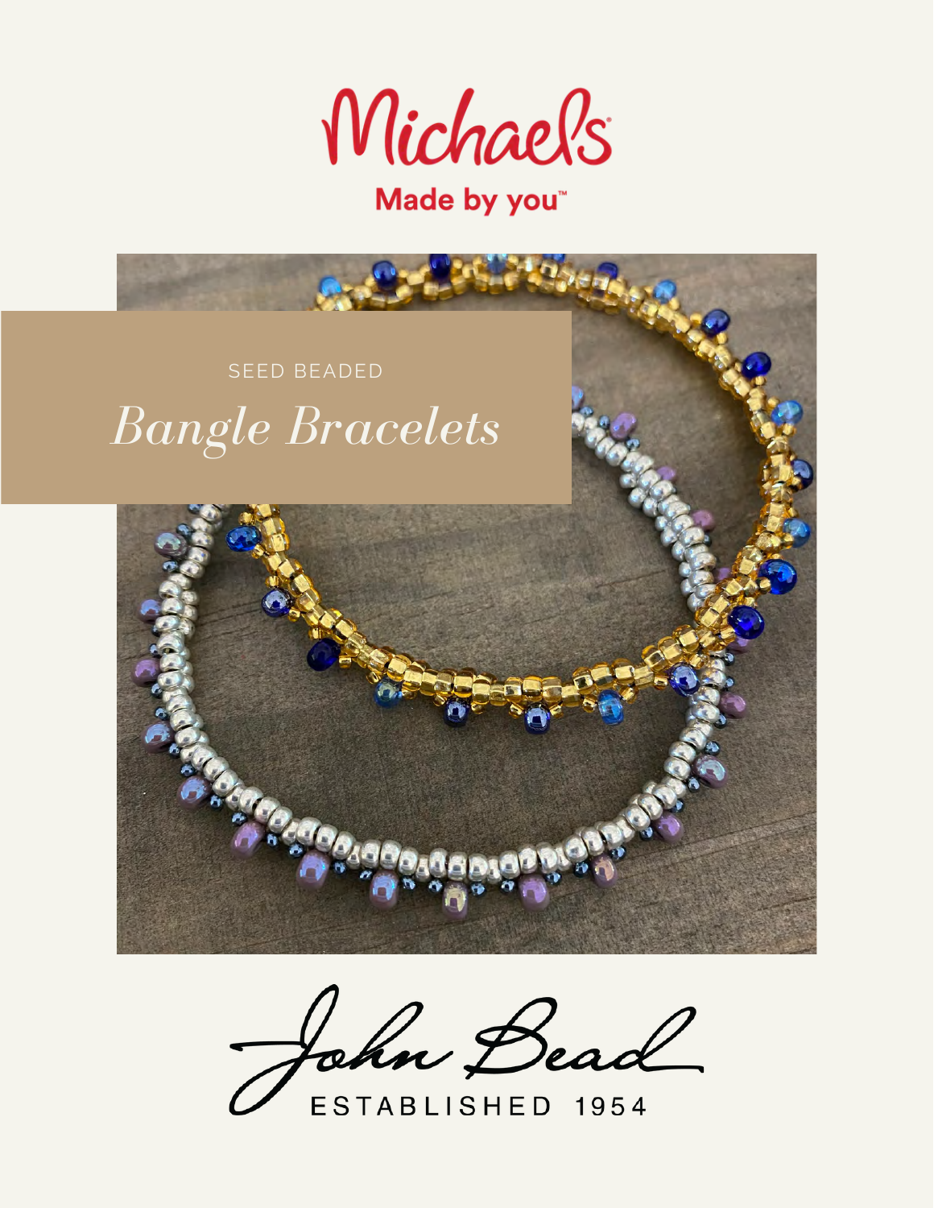Michaels

Made by you™

SEED BEADED

# *Bangle Bracelets*

John Bead

ESTABLISHED 1954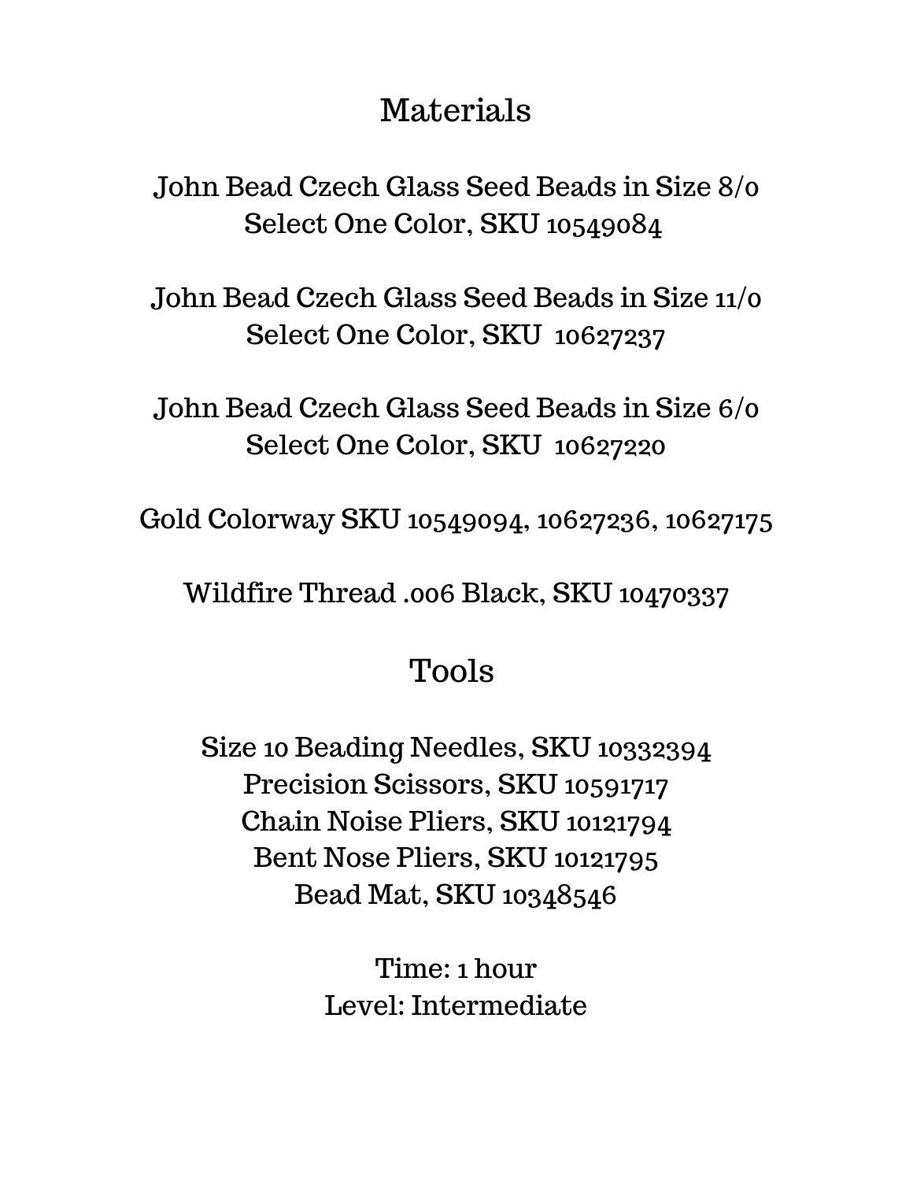## Materials

John Bead Czech Glass Seed Beads in Size 8/0
Select One Color, SKU 10549084

John Bead Czech Glass Seed Beads in Size 11/0
Select One Color, SKU 10627237

John Bead Czech Glass Seed Beads in Size 6/0
Select One Color, SKU 10627220

Gold Colorway SKU 10549094, 10627236, 10627175

Wildfire Thread .006 Black, SKU 10470337

## Tools

Size 10 Beading Needles, SKU 10332394
Precision Scissors, SKU 10591717
Chain Noise Pliers, SKU 10121794
Bent Nose Pliers, SKU 10121795
Bead Mat, SKU 10348546

Time: 1 hour
Level: Intermediate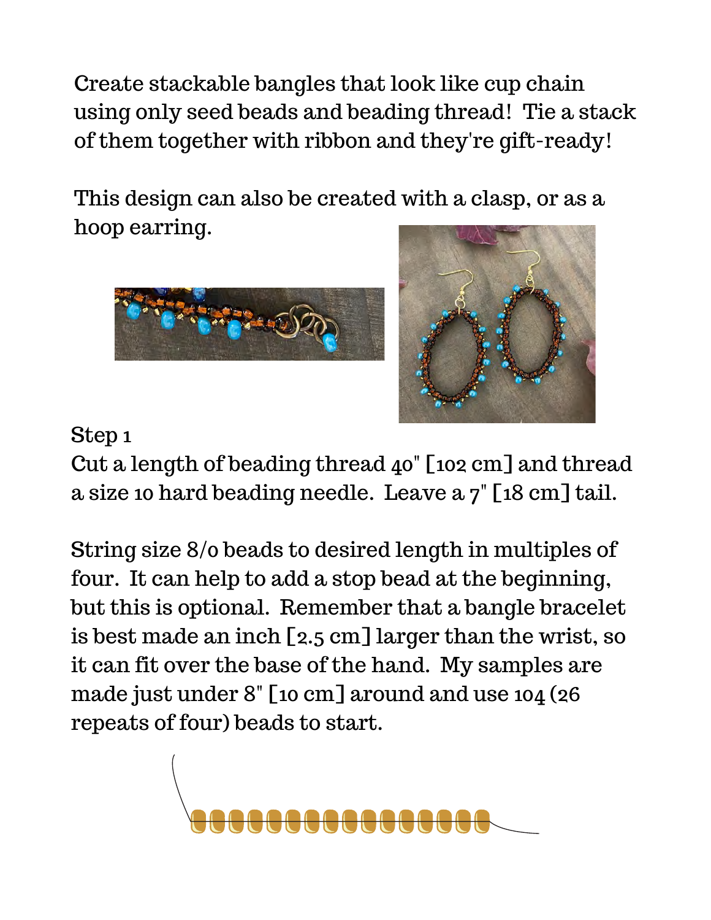Create stackable bangles that look like cup chain using only seed beads and beading thread! Tie a stack of them together with ribbon and they're gift-ready!

This design can also be created with a clasp, or as a hoop earring.

Step 1

Cut a length of beading thread 40" [102 cm] and thread a size 10 hard beading needle. Leave a 7" [18 cm] tail.

String size 8/0 beads to desired length in multiples of four. It can help to add a stop bead at the beginning, but this is optional. Remember that a bangle bracelet is best made an inch [2.5 cm] larger than the wrist, so it can fit over the base of the hand. My samples are made just under 8" [10 cm] around and use 104 (26 repeats of four) beads to start.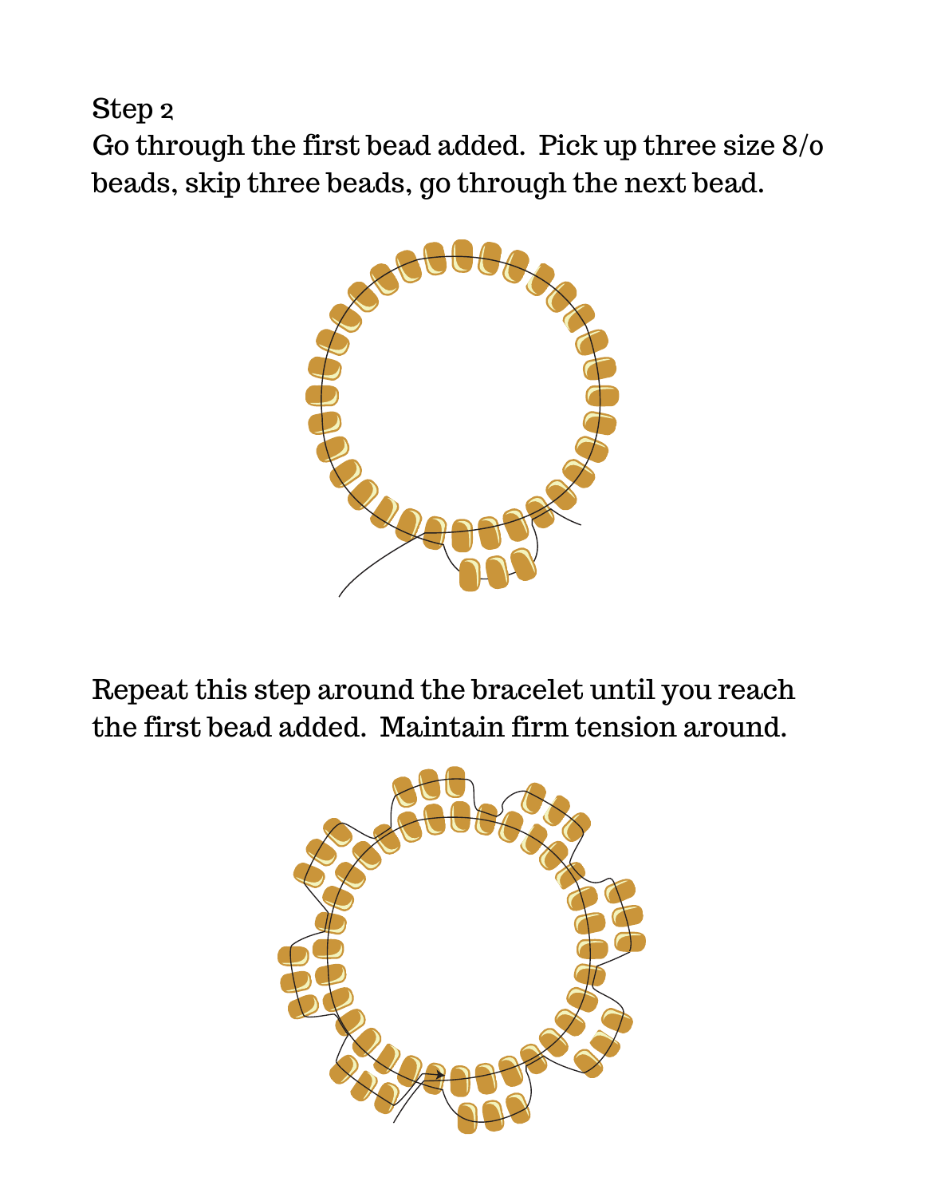Step 2

Go through the first bead added. Pick up three size 8/o beads, skip three beads, go through the next bead.

Repeat this step around the bracelet until you reach the first bead added. Maintain firm tension around.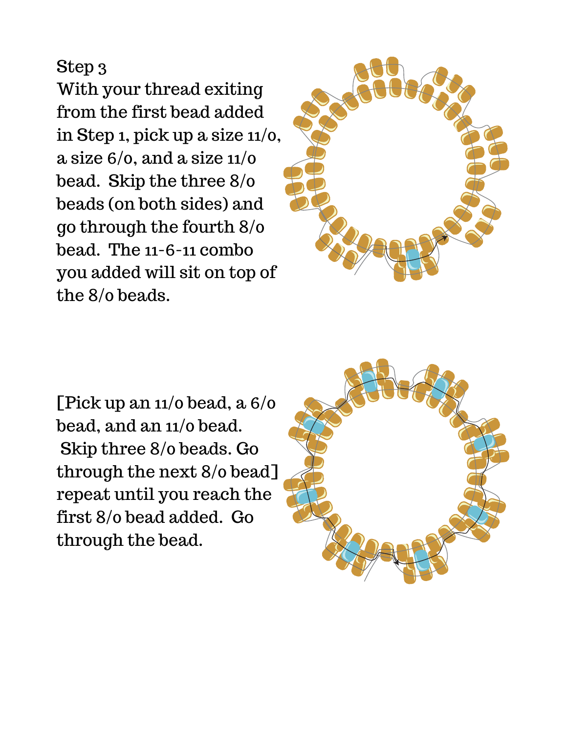Step 3

With your thread exiting from the first bead added in Step 1, pick up a size 11/o, a size 6/o, and a size 11/o bead. Skip the three 8/o beads (on both sides) and go through the fourth 8/o bead. The 11-6-11 combo you added will sit on top of the 8/o beads.

[Pick up an 11/o bead, a 6/o bead, and an 11/o bead. Skip three 8/o beads. Go through the next 8/o bead] repeat until you reach the first 8/o bead added. Go through the bead.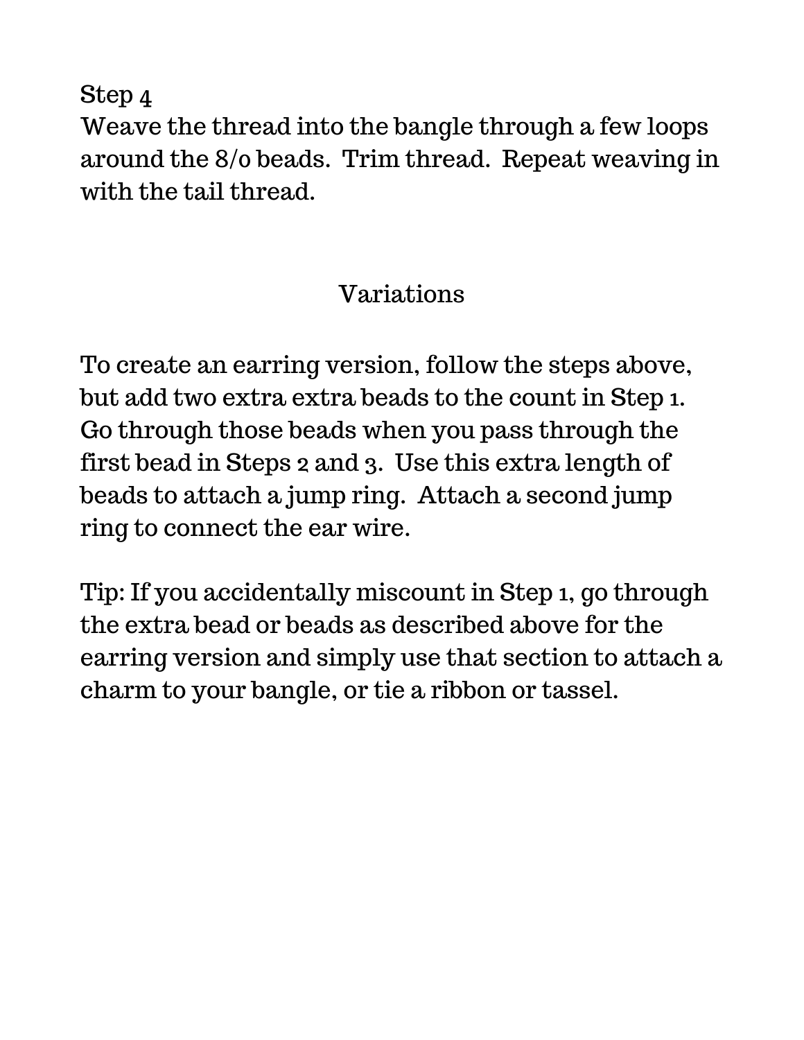### Step 4

Weave the thread into the bangle through a few loops around the 8/0 beads. Trim thread. Repeat weaving in with the tail thread.

## Variations

To create an earring version, follow the steps above, but add two extra extra beads to the count in Step 1. Go through those beads when you pass through the first bead in Steps 2 and 3. Use this extra length of beads to attach a jump ring. Attach a second jump ring to connect the ear wire.

Tip: If you accidentally miscount in Step 1, go through the extra bead or beads as described above for the earring version and simply use that section to attach a charm to your bangle, or tie a ribbon or tassel.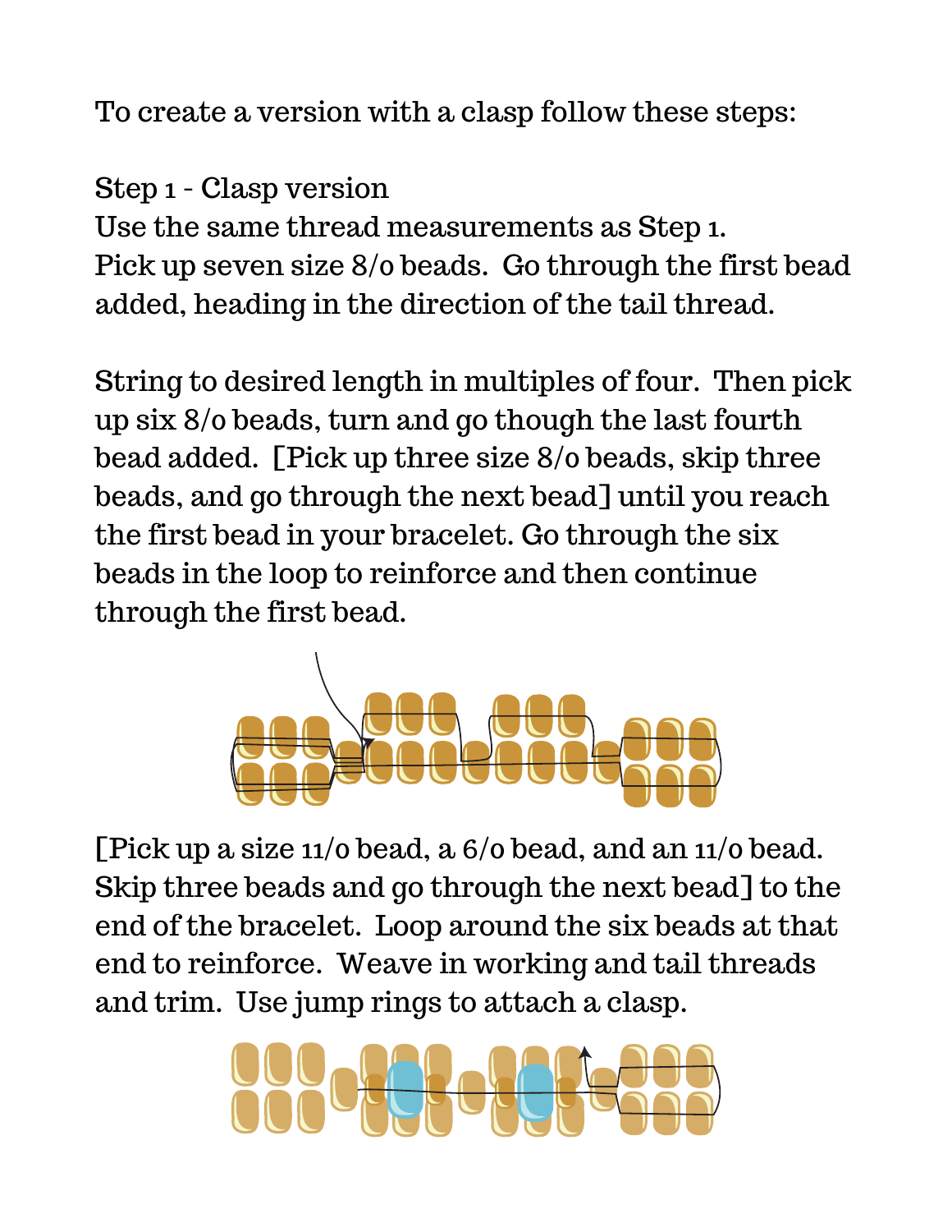To create a version with a clasp follow these steps:

Step 1 - Clasp version
Use the same thread measurements as Step 1.
Pick up seven size 8/0 beads. Go through the first bead added, heading in the direction of the tail thread.

String to desired length in multiples of four. Then pick up six 8/0 beads, turn and go though the last fourth bead added. [Pick up three size 8/0 beads, skip three beads, and go through the next bead] until you reach the first bead in your bracelet. Go through the six beads in the loop to reinforce and then continue through the first bead.

[Pick up a size 11/0 bead, a 6/0 bead, and an 11/0 bead. Skip three beads and go through the next bead] to the end of the bracelet. Loop around the six beads at that end to reinforce. Weave in working and tail threads and trim. Use jump rings to attach a clasp.